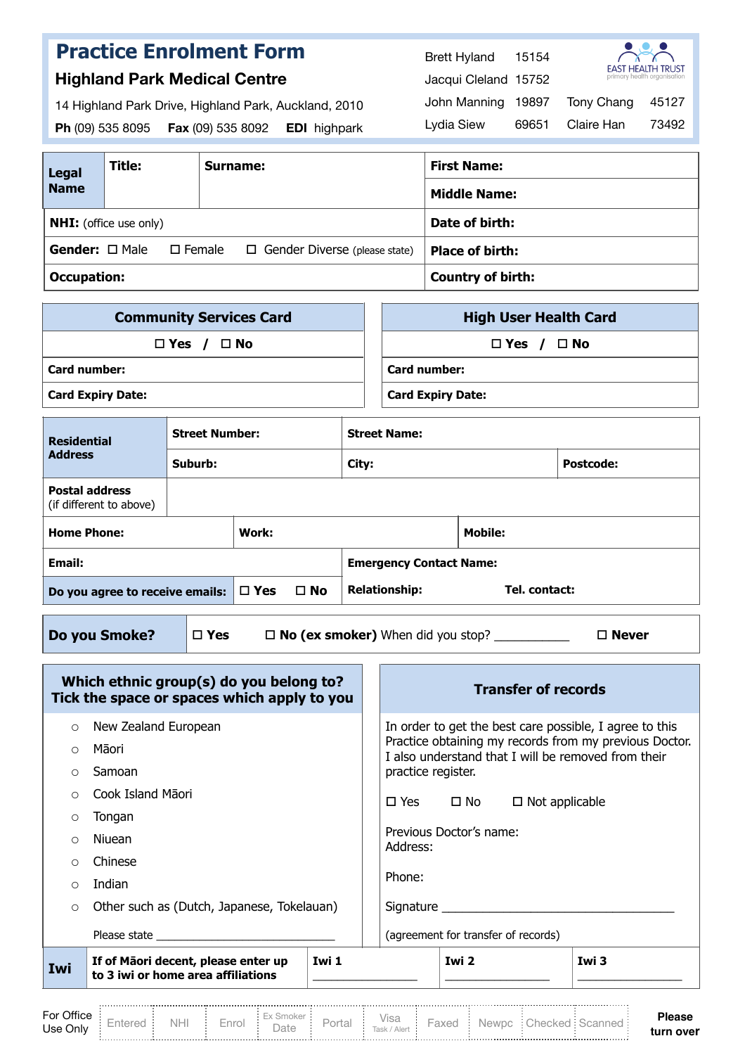# Practice Enrolment Form

## Highland Park Medical Centre

14 Highland Park Drive, Highland Park, Auckland, 2010

**Ph** (09) 535 8095 **Fax** (09) 535 8092 **EDI** highpark

| | | | |
|---|---|---|---|
| Brett Hyland | 15154 | | |
| Jacqui Cleland | 15752 | | |
| John Manning | 19897 | Tony Chang | 45127 |
| Lydia Siew | 69651 | Claire Han | 73492 |

EAST HEALTH TRUST
primary health organisation

| **Legal Name** | **Title:** | **Surname:** | **First Name:** |
|---|---|---|---|
| | | | **Middle Name:** |
| **NHI:** (office use only) | | | **Date of birth:** |
| **Gender:** ☐ Male ☐ Female ☐ Gender Diverse (please state) | | | **Place of birth:** |
| **Occupation:** | | | **Country of birth:** |

| **Community Services Card** | **High User Health Card** |
|---|---|
| ☐ **Yes** / ☐ **No** | ☐ **Yes** / ☐ **No** |
| **Card number:** | **Card number:** |
| **Card Expiry Date:** | **Card Expiry Date:** |

| **Residential Address** | **Street Number:** | **Street Name:** | |
|---|---|---|---|
| | **Suburb:** | **City:** | **Postcode:** |
| **Postal address** (if different to above) | | | |
| **Home Phone:** | **Work:** | **Mobile:** | |
| **Email:** | | **Emergency Contact Name:** | |
| **Do you agree to receive emails:** | ☐ **Yes** ☐ **No** | **Relationship:** | **Tel. contact:** |

| **Do you Smoke?** | ☐ **Yes** | ☐ **No (ex smoker)** When did you stop? ___________ | ☐ **Never** |
|---|---|---|---|

**Which ethnic group(s) do you belong to? Tick the space or spaces which apply to you**

- ○ New Zealand European
- ○ Māori
- ○ Samoan
- ○ Cook Island Māori
- ○ Tongan
- ○ Niuean
- ○ Chinese
- ○ Indian
- ○ Other such as (Dutch, Japanese, Tokelauan)

Please state ___________________________

**Transfer of records**

In order to get the best care possible, I agree to this Practice obtaining my records from my previous Doctor. I also understand that I will be removed from their practice register.

☐ Yes ☐ No ☐ Not applicable

Previous Doctor's name:
Address:

Phone:

Signature ___________________________________

(agreement for transfer of records)

| **Iwi** | **If of Māori decent, please enter up to 3 iwi or home area affiliations** | **Iwi 1** ______________ | **Iwi 2** ______________ | **Iwi 3** ______________ |
|---|---|---|---|---|

| For Office Use Only | Entered | NHI | Enrol | Ex Smoker Date | Portal | Visa Task / Alert | Faxed | Newpc | Checked | Scanned |
|---|---|---|---|---|---|---|---|---|---|---|

**Please turn over**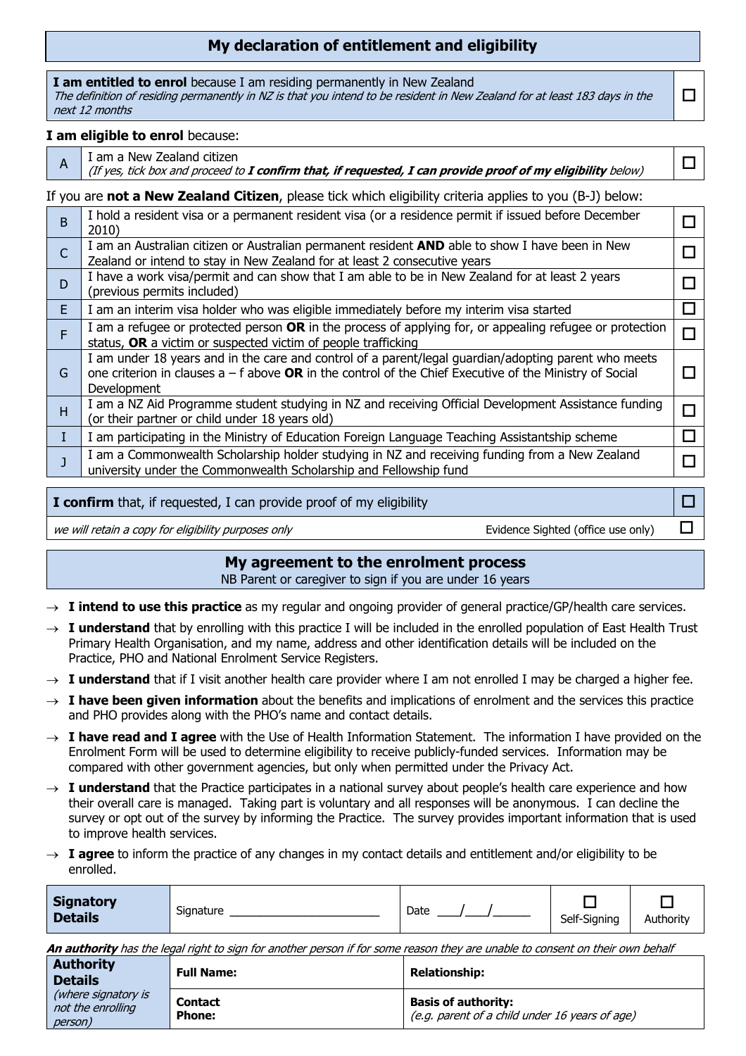## My declaration of entitlement and eligibility

| | |
|---|---|
| **I am entitled to enrol** because I am residing permanently in New Zealand<br>*The definition of residing permanently in NZ is that you intend to be resident in New Zealand for at least 183 days in the next 12 months* | ☐ |

**I am eligible to enrol** because:

| | | |
|---|---|---|
| A | I am a New Zealand citizen<br>*(If yes, tick box and proceed to* ***I confirm that, if requested, I can provide proof of my eligibility*** *below)* | ☐ |

If you are **not a New Zealand Citizen**, please tick which eligibility criteria applies to you (B-J) below:

| | | |
|---|---|---|
| B | I hold a resident visa or a permanent resident visa (or a residence permit if issued before December 2010) | ☐ |
| C | I am an Australian citizen or Australian permanent resident **AND** able to show I have been in New Zealand or intend to stay in New Zealand for at least 2 consecutive years | ☐ |
| D | I have a work visa/permit and can show that I am able to be in New Zealand for at least 2 years (previous permits included) | ☐ |
| E | I am an interim visa holder who was eligible immediately before my interim visa started | ☐ |
| F | I am a refugee or protected person **OR** in the process of applying for, or appealing refugee or protection status, **OR** a victim or suspected victim of people trafficking | ☐ |
| G | I am under 18 years and in the care and control of a parent/legal guardian/adopting parent who meets one criterion in clauses a – f above **OR** in the control of the Chief Executive of the Ministry of Social Development | ☐ |
| H | I am a NZ Aid Programme student studying in NZ and receiving Official Development Assistance funding (or their partner or child under 18 years old) | ☐ |
| I | I am participating in the Ministry of Education Foreign Language Teaching Assistantship scheme | ☐ |
| J | I am a Commonwealth Scholarship holder studying in NZ and receiving funding from a New Zealand university under the Commonwealth Scholarship and Fellowship fund | ☐ |

| | | |
|---|---|---|
| **I confirm** that, if requested, I can provide proof of my eligibility | | ☐ |
| *we will retain a copy for eligibility purposes only* | Evidence Sighted (office use only) | ☐ |

## My agreement to the enrolment process

NB Parent or caregiver to sign if you are under 16 years

- → **I intend to use this practice** as my regular and ongoing provider of general practice/GP/health care services.
- → **I understand** that by enrolling with this practice I will be included in the enrolled population of East Health Trust Primary Health Organisation, and my name, address and other identification details will be included on the Practice, PHO and National Enrolment Service Registers.
- → **I understand** that if I visit another health care provider where I am not enrolled I may be charged a higher fee.
- → **I have been given information** about the benefits and implications of enrolment and the services this practice and PHO provides along with the PHO's name and contact details.
- → **I have read and I agree** with the Use of Health Information Statement. The information I have provided on the Enrolment Form will be used to determine eligibility to receive publicly-funded services. Information may be compared with other government agencies, but only when permitted under the Privacy Act.
- → **I understand** that the Practice participates in a national survey about people's health care experience and how their overall care is managed. Taking part is voluntary and all responses will be anonymous. I can decline the survey or opt out of the survey by informing the Practice. The survey provides important information that is used to improve health services.
- → **I agree** to inform the practice of any changes in my contact details and entitlement and/or eligibility to be enrolled.

| **Signatory Details** | Signature ______________________ | Date ___/___/______ | ☐ Self-Signing | ☐ Authority |
|---|---|---|---|---|

***An authority*** *has the legal right to sign for another person if for some reason they are unable to consent on their own behalf*

| **Authority Details** *(where signatory is not the enrolling person)* | **Full Name:** | **Relationship:** |
|---|---|---|
| | **Contact Phone:** | **Basis of authority:** *(e.g. parent of a child under 16 years of age)* |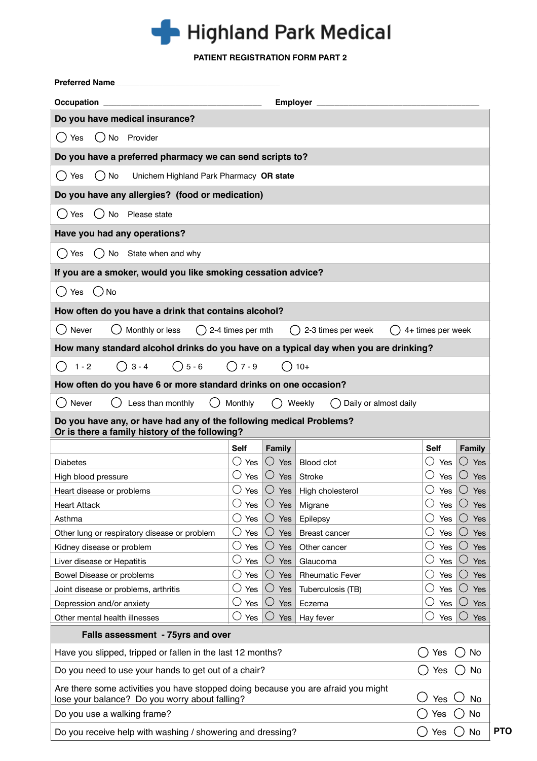# Highland Park Medical

**PATIENT REGISTRATION FORM PART 2**

**Preferred Name** ___________________________________

**Occupation** ___________________________________ **Employer** ___________________________________

**Do you have medical insurance?**

◯ Yes ◯ No Provider

**Do you have a preferred pharmacy we can send scripts to?**

◯ Yes ◯ No Unichem Highland Park Pharmacy **OR state**

**Do you have any allergies? (food or medication)**

◯ Yes ◯ No Please state

**Have you had any operations?**

◯ Yes ◯ No State when and why

**If you are a smoker, would you like smoking cessation advice?**

◯ Yes ◯ No

**How often do you have a drink that contains alcohol?**

◯ Never ◯ Monthly or less ◯ 2-4 times per mth ◯ 2-3 times per week ◯ 4+ times per week

**How many standard alcohol drinks do you have on a typical day when you are drinking?**

◯ 1 - 2 ◯ 3 - 4 ◯ 5 - 6 ◯ 7 - 9 ◯ 10+

**How often do you have 6 or more standard drinks on one occasion?**

◯ Never ◯ Less than monthly ◯ Monthly ◯ Weekly ◯ Daily or almost daily

**Do you have any, or have had any of the following medical Problems?**
**Or is there a family history of the following?**

| | Self | Family | | Self | Family |
|---|---|---|---|---|---|
| Diabetes | ◯ Yes | ◯ Yes | Blood clot | ◯ Yes | ◯ Yes |
| High blood pressure | ◯ Yes | ◯ Yes | Stroke | ◯ Yes | ◯ Yes |
| Heart disease or problems | ◯ Yes | ◯ Yes | High cholesterol | ◯ Yes | ◯ Yes |
| Heart Attack | ◯ Yes | ◯ Yes | Migrane | ◯ Yes | ◯ Yes |
| Asthma | ◯ Yes | ◯ Yes | Epilepsy | ◯ Yes | ◯ Yes |
| Other lung or respiratory disease or problem | ◯ Yes | ◯ Yes | Breast cancer | ◯ Yes | ◯ Yes |
| Kidney disease or problem | ◯ Yes | ◯ Yes | Other cancer | ◯ Yes | ◯ Yes |
| Liver disease or Hepatitis | ◯ Yes | ◯ Yes | Glaucoma | ◯ Yes | ◯ Yes |
| Bowel Disease or problems | ◯ Yes | ◯ Yes | Rheumatic Fever | ◯ Yes | ◯ Yes |
| Joint disease or problems, arthritis | ◯ Yes | ◯ Yes | Tuberculosis (TB) | ◯ Yes | ◯ Yes |
| Depression and/or anxiety | ◯ Yes | ◯ Yes | Eczema | ◯ Yes | ◯ Yes |
| Other mental health illnesses | ◯ Yes | ◯ Yes | Hay fever | ◯ Yes | ◯ Yes |

**Falls assessment - 75yrs and over**

| | |
|---|---|
| Have you slipped, tripped or fallen in the last 12 months? | ◯ Yes ◯ No |
| Do you need to use your hands to get out of a chair? | ◯ Yes ◯ No |
| Are there some activities you have stopped doing because you are afraid you might lose your balance? Do you worry about falling? | ◯ Yes ◯ No |
| Do you use a walking frame? | ◯ Yes ◯ No |
| Do you receive help with washing / showering and dressing? | ◯ Yes ◯ No |

**PTO**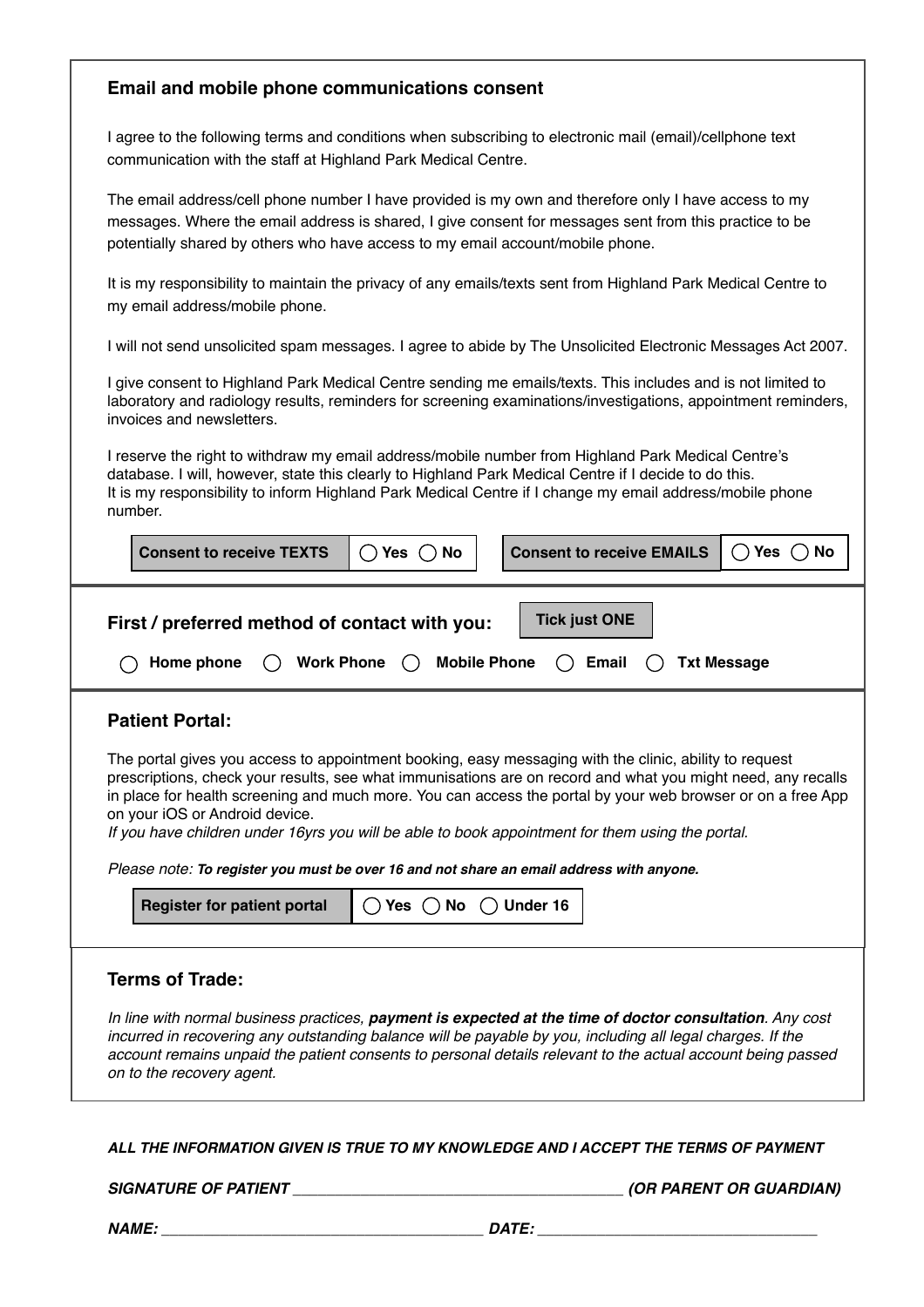## Email and mobile phone communications consent

I agree to the following terms and conditions when subscribing to electronic mail (email)/cellphone text communication with the staff at Highland Park Medical Centre.

The email address/cell phone number I have provided is my own and therefore only I have access to my messages. Where the email address is shared, I give consent for messages sent from this practice to be potentially shared by others who have access to my email account/mobile phone.

It is my responsibility to maintain the privacy of any emails/texts sent from Highland Park Medical Centre to my email address/mobile phone.

I will not send unsolicited spam messages. I agree to abide by The Unsolicited Electronic Messages Act 2007.

I give consent to Highland Park Medical Centre sending me emails/texts. This includes and is not limited to laboratory and radiology results, reminders for screening examinations/investigations, appointment reminders, invoices and newsletters.

I reserve the right to withdraw my email address/mobile number from Highland Park Medical Centre's database. I will, however, state this clearly to Highland Park Medical Centre if I decide to do this. It is my responsibility to inform Highland Park Medical Centre if I change my email address/mobile phone number.

| | | | |
|---|---|---|---|
| **Consent to receive TEXTS** | ◯ **Yes** ◯ **No** | **Consent to receive EMAILS** | ◯ **Yes** ◯ **No** |

## First / preferred method of contact with you:

**Tick just ONE**

◯ **Home phone** ◯ **Work Phone** ◯ **Mobile Phone** ◯ **Email** ◯ **Txt Message**

## Patient Portal:

The portal gives you access to appointment booking, easy messaging with the clinic, ability to request prescriptions, check your results, see what immunisations are on record and what you might need, any recalls in place for health screening and much more. You can access the portal by your web browser or on a free App on your iOS or Android device.
*If you have children under 16yrs you will be able to book appointment for them using the portal.*

*Please note:* ***To register you must be over 16 and not share an email address with anyone.***

| | |
|---|---|
| **Register for patient portal** | ◯ **Yes** ◯ **No** ◯ **Under 16** |

## Terms of Trade:

*In line with normal business practices,* ***payment is expected at the time of doctor consultation****. Any cost incurred in recovering any outstanding balance will be payable by you, including all legal charges. If the account remains unpaid the patient consents to personal details relevant to the actual account being passed on to the recovery agent.*

***ALL THE INFORMATION GIVEN IS TRUE TO MY KNOWLEDGE AND I ACCEPT THE TERMS OF PAYMENT***

***SIGNATURE OF PATIENT*** ______________________________________ ***(OR PARENT OR GUARDIAN)***

***NAME:*** ______________________________________ ***DATE:*** _________________________________